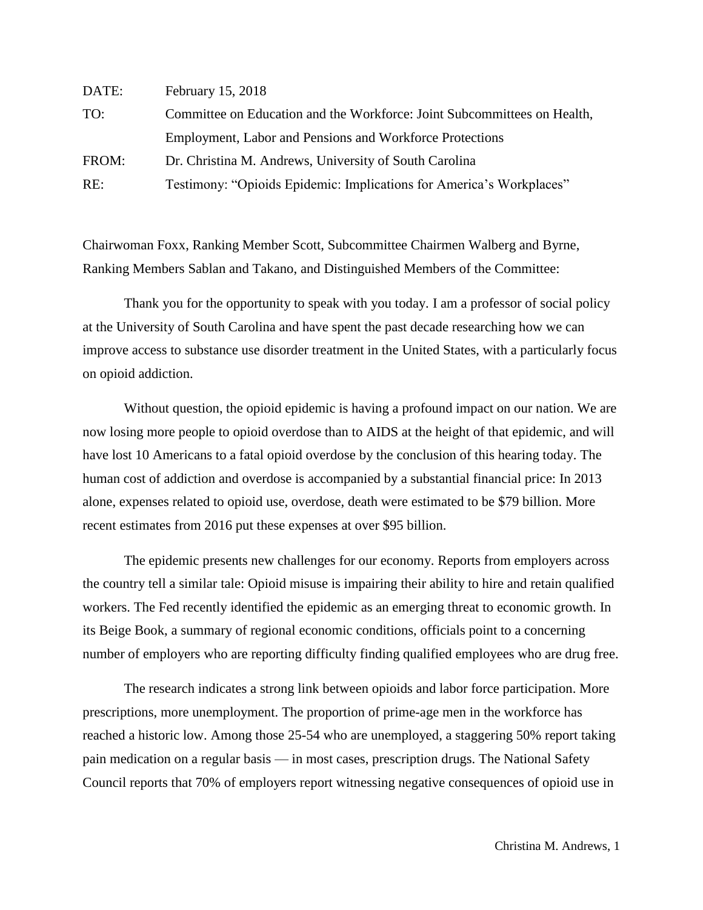DATE: February 15, 2018

TO: Committee on Education and the Workforce: Joint Subcommittees on Health, Employment, Labor and Pensions and Workforce Protections

FROM: Dr. Christina M. Andrews, University of South Carolina

RE: Testimony: "Opioids Epidemic: Implications for America's Workplaces"

Chairwoman Foxx, Ranking Member Scott, Subcommittee Chairmen Walberg and Byrne, Ranking Members Sablan and Takano, and Distinguished Members of the Committee:

Thank you for the opportunity to speak with you today. I am a professor of social policy at the University of South Carolina and have spent the past decade researching how we can improve access to substance use disorder treatment in the United States, with a particularly focus on opioid addiction.

Without question, the opioid epidemic is having a profound impact on our nation. We are now losing more people to opioid overdose than to AIDS at the height of that epidemic, and will have lost 10 Americans to a fatal opioid overdose by the conclusion of this hearing today. The human cost of addiction and overdose is accompanied by a substantial financial price: In 2013 alone, expenses related to opioid use, overdose, death were estimated to be $79 billion. More recent estimates from 2016 put these expenses at over $95 billion.

The epidemic presents new challenges for our economy. Reports from employers across the country tell a similar tale: Opioid misuse is impairing their ability to hire and retain qualified workers. The Fed recently identified the epidemic as an emerging threat to economic growth. In its Beige Book, a summary of regional economic conditions, officials point to a concerning number of employers who are reporting difficulty finding qualified employees who are drug free.

The research indicates a strong link between opioids and labor force participation. More prescriptions, more unemployment. The proportion of prime-age men in the workforce has reached a historic low. Among those 25-54 who are unemployed, a staggering 50% report taking pain medication on a regular basis — in most cases, prescription drugs. The National Safety Council reports that 70% of employers report witnessing negative consequences of opioid use in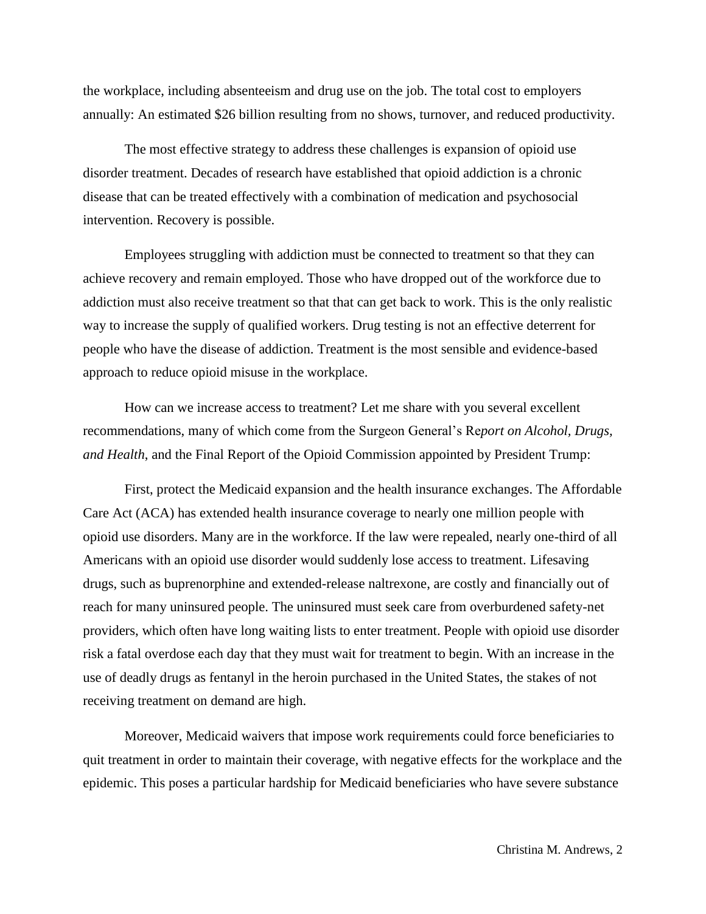the workplace, including absenteeism and drug use on the job. The total cost to employers annually: An estimated $26 billion resulting from no shows, turnover, and reduced productivity.

The most effective strategy to address these challenges is expansion of opioid use disorder treatment. Decades of research have established that opioid addiction is a chronic disease that can be treated effectively with a combination of medication and psychosocial intervention. Recovery is possible.

Employees struggling with addiction must be connected to treatment so that they can achieve recovery and remain employed. Those who have dropped out of the workforce due to addiction must also receive treatment so that that can get back to work. This is the only realistic way to increase the supply of qualified workers. Drug testing is not an effective deterrent for people who have the disease of addiction. Treatment is the most sensible and evidence-based approach to reduce opioid misuse in the workplace.

How can we increase access to treatment? Let me share with you several excellent recommendations, many of which come from the Surgeon General's Re*port on Alcohol, Drugs, and Health*, and the Final Report of the Opioid Commission appointed by President Trump:

First, protect the Medicaid expansion and the health insurance exchanges. The Affordable Care Act (ACA) has extended health insurance coverage to nearly one million people with opioid use disorders. Many are in the workforce. If the law were repealed, nearly one-third of all Americans with an opioid use disorder would suddenly lose access to treatment. Lifesaving drugs, such as buprenorphine and extended-release naltrexone, are costly and financially out of reach for many uninsured people. The uninsured must seek care from overburdened safety-net providers, which often have long waiting lists to enter treatment. People with opioid use disorder risk a fatal overdose each day that they must wait for treatment to begin. With an increase in the use of deadly drugs as fentanyl in the heroin purchased in the United States, the stakes of not receiving treatment on demand are high.

Moreover, Medicaid waivers that impose work requirements could force beneficiaries to quit treatment in order to maintain their coverage, with negative effects for the workplace and the epidemic. This poses a particular hardship for Medicaid beneficiaries who have severe substance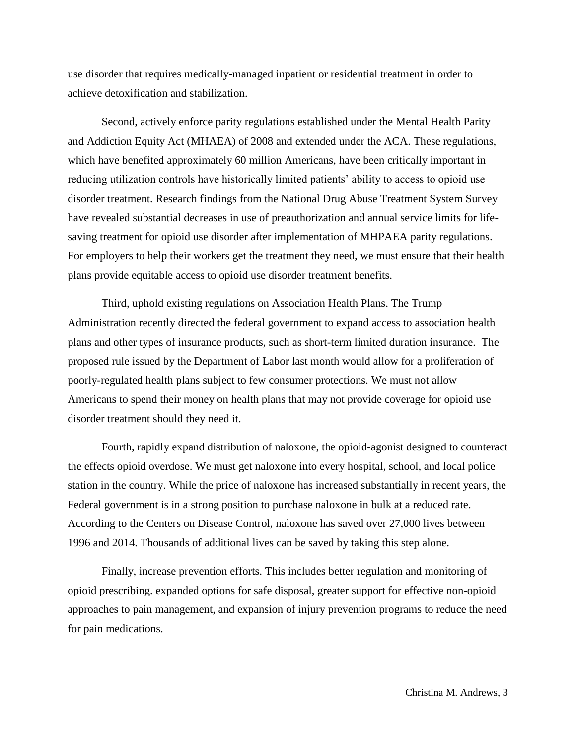use disorder that requires medically-managed inpatient or residential treatment in order to achieve detoxification and stabilization.

Second, actively enforce parity regulations established under the Mental Health Parity and Addiction Equity Act (MHAEA) of 2008 and extended under the ACA. These regulations, which have benefited approximately 60 million Americans, have been critically important in reducing utilization controls have historically limited patients' ability to access to opioid use disorder treatment. Research findings from the National Drug Abuse Treatment System Survey have revealed substantial decreases in use of preauthorization and annual service limits for life-saving treatment for opioid use disorder after implementation of MHPAEA parity regulations. For employers to help their workers get the treatment they need, we must ensure that their health plans provide equitable access to opioid use disorder treatment benefits.

Third, uphold existing regulations on Association Health Plans. The Trump Administration recently directed the federal government to expand access to association health plans and other types of insurance products, such as short-term limited duration insurance. The proposed rule issued by the Department of Labor last month would allow for a proliferation of poorly-regulated health plans subject to few consumer protections. We must not allow Americans to spend their money on health plans that may not provide coverage for opioid use disorder treatment should they need it.

Fourth, rapidly expand distribution of naloxone, the opioid-agonist designed to counteract the effects opioid overdose. We must get naloxone into every hospital, school, and local police station in the country. While the price of naloxone has increased substantially in recent years, the Federal government is in a strong position to purchase naloxone in bulk at a reduced rate. According to the Centers on Disease Control, naloxone has saved over 27,000 lives between 1996 and 2014. Thousands of additional lives can be saved by taking this step alone.

Finally, increase prevention efforts. This includes better regulation and monitoring of opioid prescribing. expanded options for safe disposal, greater support for effective non-opioid approaches to pain management, and expansion of injury prevention programs to reduce the need for pain medications.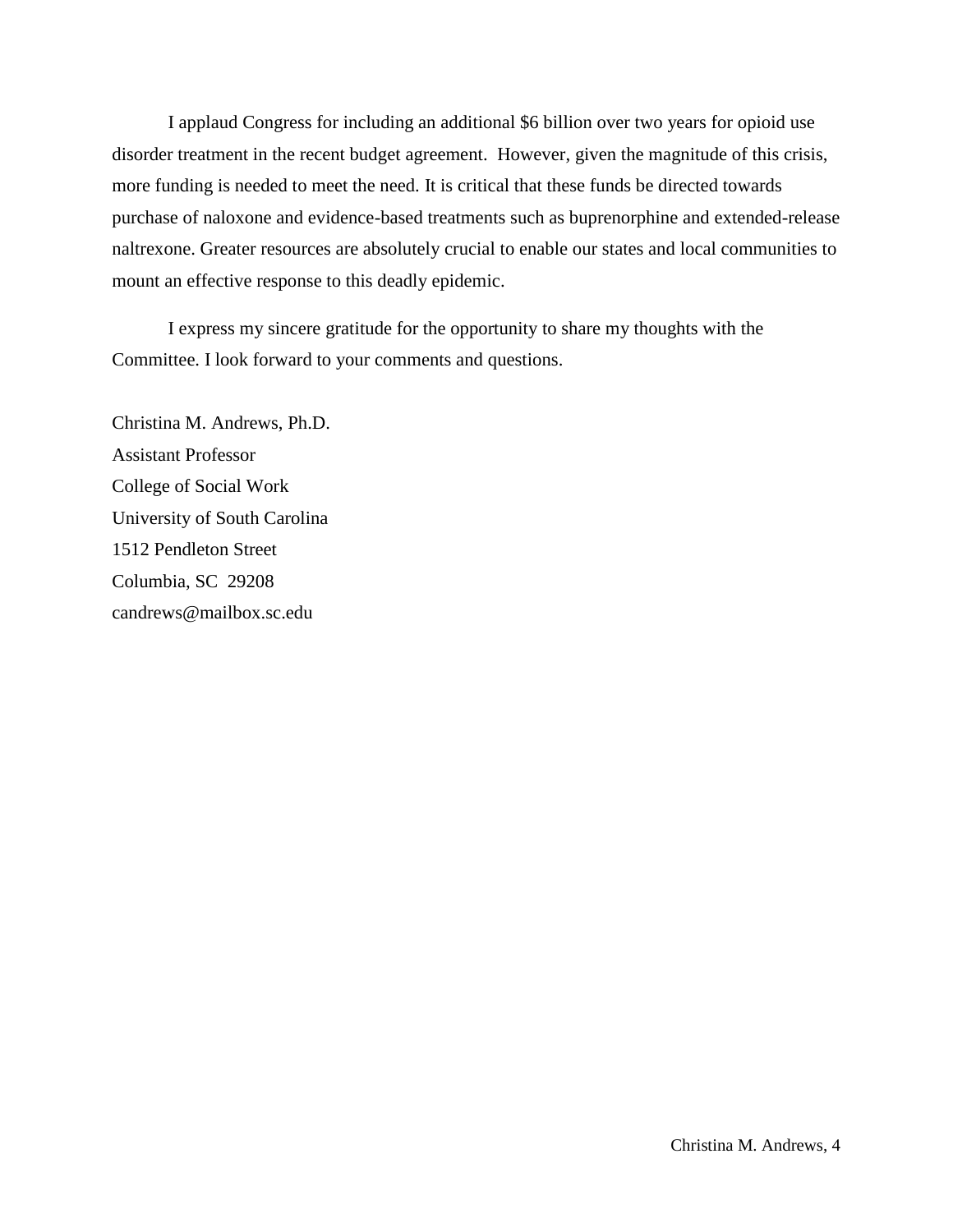I applaud Congress for including an additional $6 billion over two years for opioid use disorder treatment in the recent budget agreement. However, given the magnitude of this crisis, more funding is needed to meet the need. It is critical that these funds be directed towards purchase of naloxone and evidence-based treatments such as buprenorphine and extended-release naltrexone. Greater resources are absolutely crucial to enable our states and local communities to mount an effective response to this deadly epidemic.

I express my sincere gratitude for the opportunity to share my thoughts with the Committee. I look forward to your comments and questions.

Christina M. Andrews, Ph.D.  
Assistant Professor  
College of Social Work  
University of South Carolina  
1512 Pendleton Street  
Columbia, SC 29208  
candrews@mailbox.sc.edu